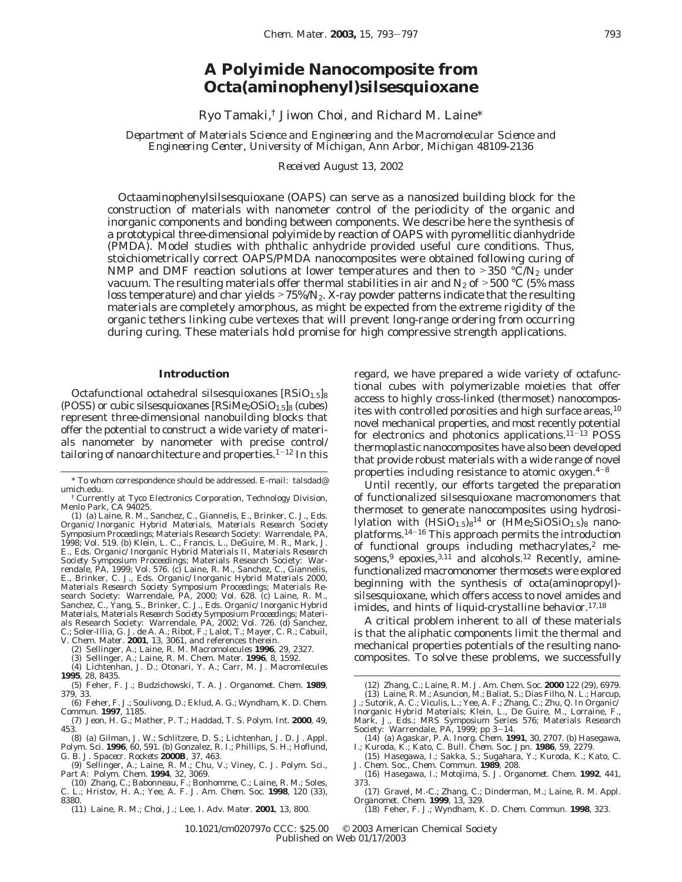# A Polyimide Nanocomposite from Octa(aminophenyl)silsesquioxane

Ryo Tamaki,† Jiwon Choi, and Richard M. Laine*

*Department of Materials Science and Engineering and the Macromolecular Science and Engineering Center, University of Michigan, Ann Arbor, Michigan 48109-2136*

*Received August 13, 2002*

Octaaminophenylsilsesquioxane (OAPS) can serve as a nanosized building block for the construction of materials with nanometer control of the periodicity of the organic and inorganic components and bonding between components. We describe here the synthesis of a prototypical three-dimensional polyimide by reaction of OAPS with pyromellitic dianhydride (PMDA). Model studies with phthalic anhydride provided useful cure conditions. Thus, stoichiometrically correct OAPS/PMDA nanocomposites were obtained following curing of NMP and DMF reaction solutions at lower temperatures and then to >350 °C/$N_2$ under vacuum. The resulting materials offer thermal stabilities in air and $N_2$ of >500 °C (5% mass loss temperature) and char yields >75%/$N_2$. X-ray powder patterns indicate that the resulting materials are completely amorphous, as might be expected from the extreme rigidity of the organic tethers linking cube vertexes that will prevent long-range ordering from occurring during curing. These materials hold promise for high compressive strength applications.

## Introduction

Octafunctional octahedral silsesquioxanes $[RSiO_{1.5}]_8$ (POSS) or cubic silsesquioxanes $[RSiMe_2OSiO_{1.5}]_8$ (cubes) represent three-dimensional nanobuilding blocks that offer the potential to construct a wide variety of materials nanometer by nanometer with precise control/tailoring of nanoarchitecture and properties.[1-12] In this regard, we have prepared a wide variety of octafunctional cubes with polymerizable moieties that offer access to highly cross-linked (thermoset) nanocomposites with controlled porosities and high surface areas,[10] novel mechanical properties, and most recently potential for electronics and photonics applications.[11-13] POSS thermoplastic nanocomposites have also been developed that provide robust materials with a wide range of novel properties including resistance to atomic oxygen.[4-8]

Until recently, our efforts targeted the preparation of functionalized silsesquioxane macromonomers that thermoset to generate nanocomposites using hydrosilylation with $(HSiO_{1.5})_8$[14] or $(HMe_2SiOSiO_{1.5})_8$ nanoplatforms.[14-16] This approach permits the introduction of functional groups including methacrylates,[2] mesogens,[9] epoxies,[3,11] and alcohols.[12] Recently, amine-functionalized macromonomer thermosets were explored beginning with the synthesis of octa(aminopropyl)-silsesquioxane, which offers access to novel amides and imides, and hints of liquid-crystalline behavior.[17,18]

A critical problem inherent to all of these materials is that the aliphatic components limit the thermal and mechanical properties potentials of the resulting nanocomposites. To solve these problems, we successfully

---

\* To whom correspondence should be addressed. E-mail: talsdad@umich.edu.

† Currently at Tyco Electronics Corporation, Technology Division, Menlo Park, CA 94025.

(1) (a) Laine, R. M., Sanchez, C., Giannelis, E., Brinker, C. J., Eds. Organic/Inorganic Hybrid Materials, Materials Research Society Symposium Proceedings; Materials Research Society: Warrendale, PA, 1998; Vol. 519. (b) Klein, L. C., Francis, L., DeGuire, M. R., Mark, J. E., Eds. Organic/Inorganic Hybrid Materials II, Materials Research Society Symposium Proceedings; Materials Research Society: Warrendale, PA, 1999; Vol. 576. (c) Laine, R. M., Sanchez, C., Giannelis, E., Brinker, C. J., Eds. Organic/Inorganic Hybrid Materials 2000, Materials Research Society Symposium Proceedings; Materials Research Society: Warrendale, PA, 2000; Vol. 628. (c) Laine, R. M., Sanchez, C., Yang, S., Brinker, C. J., Eds. Organic/Inorganic Hybrid Materials, Materials Research Society Symposium Proceedings; Materials Research Society: Warrendale, PA, 2002; Vol. 726. (d) Sanchez, C.; Soler-Illia, G. J. de A. A.; Ribot, F.; Lalot, T.; Mayer, C. R.; Cabuil, V. Chem. Mater. 2001, 13, 3061, and references therein.

(2) Sellinger, A.; Laine, R. M. Macromolecules 1996, 29, 2327.

(3) Sellinger, A.; Laine, R. M. Chem. Mater. 1996, 8, 1592.

(4) Lichtenhan, J. D.; Otonari, Y. A.; Carr, M. J. Macromlecules 1995, 28, 8435.

(5) Feher, F. J.; Budzichowski, T. A. J. Organomet. Chem. 1989, 379, 33.

(6) Feher, F. J.; Soulivong, D.; Eklud, A. G.; Wyndham, K. D. Chem. Commun. 1997, 1185.

(7) Jeon, H. G.; Mather, P. T.; Haddad, T. S. Polym. Int. 2000, 49, 453.

(8) (a) Gilman, J. W.; Schlitzere, D. S.; Lichtenhan, J. D. J. Appl. Polym. Sci. 1996, 60, 591. (b) Gonzalez, R. I.; Phillips, S. H.; Hoflund, G. B. J. Spacecr. Rockets 2000B, 37, 463.

(9) Sellinger, A.; Laine, R. M.; Chu, V.; Viney, C. J. Polym. Sci., Part A: Polym. Chem. 1994, 32, 3069.

(10) Zhang, C.; Babonneau, F.; Bonhomme, C.; Laine, R. M.; Soles, C. L.; Hristov, H. A.; Yee, A. F. J. Am. Chem. Soc. 1998, 120 (33), 8380.

(11) Laine, R. M.; Choi, J.; Lee, I. Adv. Mater. 2001, 13, 800.

(12) Zhang, C.; Laine, R. M. J. Am. Chem. Soc. 2000 122 (29), 6979.

(13) Laine, R. M.; Asuncion, M.; Baliat, S.; Dias Filho, N. L.; Harcup, J.; Sutorik, A. C.; Viculis, L.; Yee, A. F.; Zhang, C.; Zhu, Q. In Organic/Inorganic Hybrid Materials; Klein, L., De Guire, M., Lorraine, F., Mark, J., Eds.; MRS Symposium Series 576; Materials Research Society: Warrendale, PA, 1999; pp 3-14.

(14) (a) Agaskar, P. A. Inorg. Chem. 1991, 30, 2707. (b) Hasegawa, I.; Kuroda, K.; Kato, C. Bull. Chem. Soc. Jpn. 1986, 59, 2279.

(15) Hasegawa, I.; Sakka, S.; Sugahara, Y.; Kuroda, K.; Kato, C. J. Chem. Soc., Chem. Commun. 1989, 208.

(16) Hasegawa, I.; Motojima, S. J. Organomet. Chem. 1992, 441, 373.

(17) Gravel, M.-C.; Zhang, C.; Dinderman, M.; Laine, R. M. Appl. Organomet. Chem. 1999, 13, 329.

(18) Feher, F. J.; Wyndham, K. D. Chem. Commun. 1998, 323.

10.1021/cm020797o CCC: $25.00 © 2003 American Chemical Society
Published on Web 01/17/2003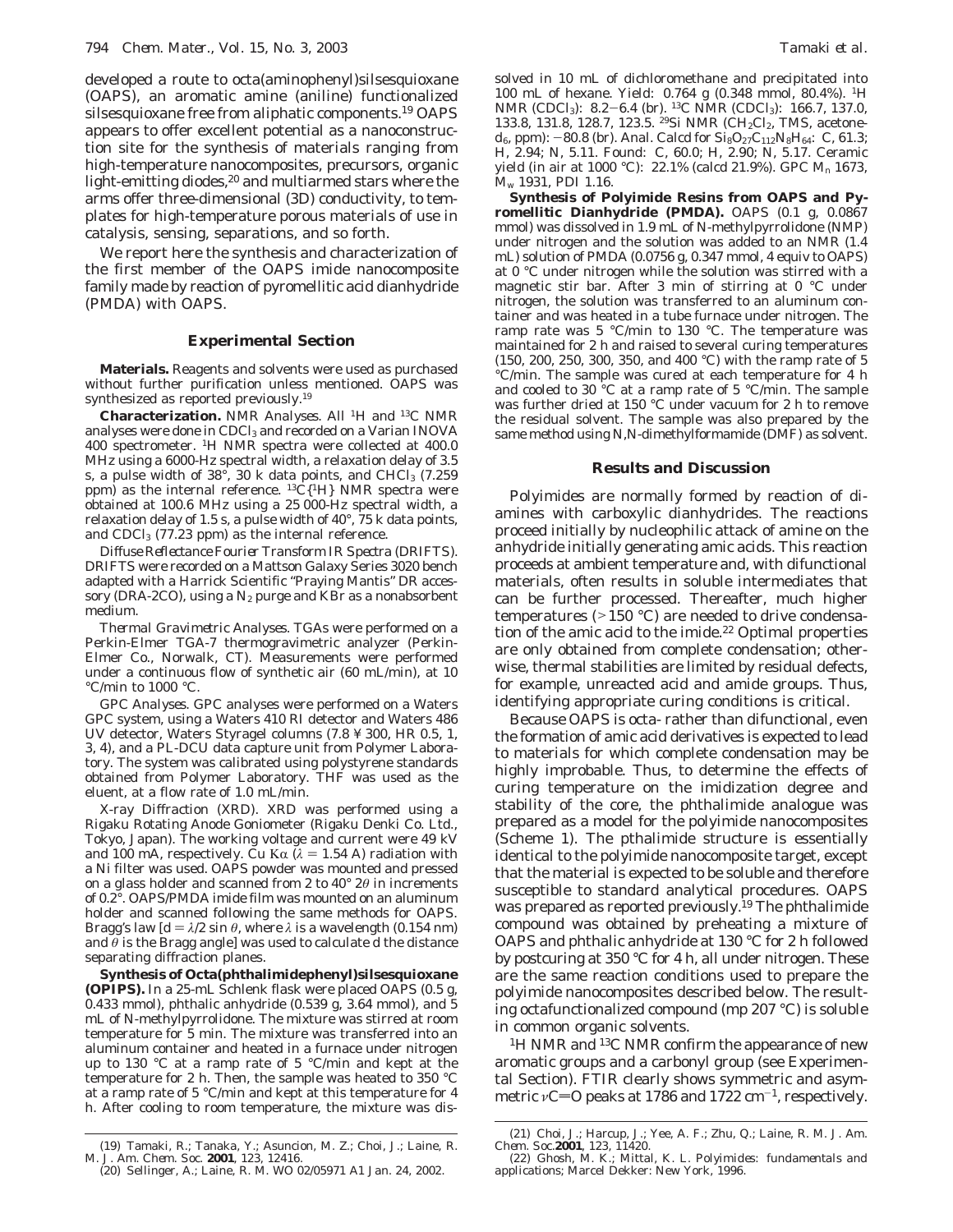developed a route to octa(aminophenyl)silsesquioxane (OAPS), an aromatic amine (aniline) functionalized silsesquioxane free from aliphatic components.[19] OAPS appears to offer excellent potential as a nanoconstruction site for the synthesis of materials ranging from high-temperature nanocomposites, precursors, organic light-emitting diodes,[20] and multiarmed stars where the arms offer three-dimensional (3D) conductivity, to templates for high-temperature porous materials of use in catalysis, sensing, separations, and so forth.

We report here the synthesis and characterization of the first member of the OAPS imide nanocomposite family made by reaction of pyromellitic acid dianhydride (PMDA) with OAPS.

## Experimental Section

**Materials.** Reagents and solvents were used as purchased without further purification unless mentioned. OAPS was synthesized as reported previously.[19]

**Characterization.** NMR Analyses. All $^1$H and $^{13}$C NMR analyses were done in $CDCl_3$ and recorded on a Varian INOVA 400 spectrometer. $^1$H NMR spectra were collected at 400.0 MHz using a 6000-Hz spectral width, a relaxation delay of 3.5 s, a pulse width of 38°, 30 k data points, and $CHCl_3$ (7.259 ppm) as the internal reference. $^{13}$C{$^1$H} NMR spectra were obtained at 100.6 MHz using a 25 000-Hz spectral width, a relaxation delay of 1.5 s, a pulse width of 40°, 75 k data points, and $CDCl_3$ (77.23 ppm) as the internal reference.

*Diffuse Reflectance Fourier Transform IR Spectra (DRIFTS).* DRIFTS were recorded on a Mattson Galaxy Series 3020 bench adapted with a Harrick Scientific "Praying Mantis" DR accessory (DRA-2CO), using a $N_2$ purge and KBr as a nonabsorbent medium.

*Thermal Gravimetric Analyses.* TGAs were performed on a Perkin-Elmer TGA-7 thermogravimetric analyzer (Perkin-Elmer Co., Norwalk, CT). Measurements were performed under a continuous flow of synthetic air (60 mL/min), at 10 °C/min to 1000 °C.

*GPC Analyses.* GPC analyses were performed on a Waters GPC system, using a Waters 410 RI detector and Waters 486 UV detector, Waters Styragel columns (7.8 ¥ 300, HR 0.5, 1, 3, 4), and a PL-DCU data capture unit from Polymer Laboratory. The system was calibrated using polystyrene standards obtained from Polymer Laboratory. THF was used as the eluent, at a flow rate of 1.0 mL/min.

*X-ray Diffraction (XRD).* XRD was performed using a Rigaku Rotating Anode Goniometer (Rigaku Denki Co. Ltd., Tokyo, Japan). The working voltage and current were 49 kV and 100 mA, respectively. Cu K$\alpha$ ($\lambda$ = 1.54 A) radiation with a Ni filter was used. OAPS powder was mounted and pressed on a glass holder and scanned from 2 to 40° 2$\theta$ in increments of 0.2°. OAPS/PMDA imide film was mounted on an aluminum holder and scanned following the same methods for OAPS. Bragg's law [$d = \lambda/2 \sin \theta$, where $\lambda$ is a wavelength (0.154 nm) and $\theta$ is the Bragg angle] was used to calculate d the distance separating diffraction planes.

**Synthesis of Octa(phthalimidephenyl)silsesquioxane (OPIPS).** In a 25-mL Schlenk flask were placed OAPS (0.5 g, 0.433 mmol), phthalic anhydride (0.539 g, 3.64 mmol), and 5 mL of N-methylpyrrolidone. The mixture was stirred at room temperature for 5 min. The mixture was transferred into an aluminum container and heated in a furnace under nitrogen up to 130 °C at a ramp rate of 5 °C/min and kept at the temperature for 2 h. Then, the sample was heated to 350 °C at a ramp rate of 5 °C/min and kept at this temperature for 4 h. After cooling to room temperature, the mixture was dissolved in 10 mL of dichloromethane and precipitated into 100 mL of hexane. Yield: 0.764 g (0.348 mmol, 80.4%). $^1$H NMR ($CDCl_3$): 8.2–6.4 (br). $^{13}$C NMR ($CDCl_3$): 166.7, 137.0, 133.8, 131.8, 128.7, 123.5. $^{29}$Si NMR ($CH_2Cl_2$, TMS, acetone-$d_6$, ppm): −80.8 (br). Anal. Calcd for $Si_8O_{27}C_{112}N_8H_{64}$: C, 61.3; H, 2.94; N, 5.11. Found: C, 60.0; H, 2.90; N, 5.17. Ceramic yield (in air at 1000 °C): 22.1% (calcd 21.9%). GPC $M_n$ 1673, $M_w$ 1931, PDI 1.16.

**Synthesis of Polyimide Resins from OAPS and Pyromellitic Dianhydride (PMDA).** OAPS (0.1 g, 0.0867 mmol) was dissolved in 1.9 mL of N-methylpyrrolidone (NMP) under nitrogen and the solution was added to an NMR (1.4 mL) solution of PMDA (0.0756 g, 0.347 mmol, 4 equiv to OAPS) at 0 °C under nitrogen while the solution was stirred with a magnetic stir bar. After 3 min of stirring at 0 °C under nitrogen, the solution was transferred to an aluminum container and was heated in a tube furnace under nitrogen. The ramp rate was 5 °C/min to 130 °C. The temperature was maintained for 2 h and raised to several curing temperatures (150, 200, 250, 300, 350, and 400 °C) with the ramp rate of 5 °C/min. The sample was cured at each temperature for 4 h and cooled to 30 °C at a ramp rate of 5 °C/min. The sample was further dried at 150 °C under vacuum for 2 h to remove the residual solvent. The sample was also prepared by the same method using N,N-dimethylformamide (DMF) as solvent.

## Results and Discussion

Polyimides are normally formed by reaction of diamines with carboxylic dianhydrides. The reactions proceed initially by nucleophilic attack of amine on the anhydride initially generating amic acids. This reaction proceeds at ambient temperature and, with difunctional materials, often results in soluble intermediates that can be further processed. Thereafter, much higher temperatures (>150 °C) are needed to drive condensation of the amic acid to the imide.[22] Optimal properties are only obtained from complete condensation; otherwise, thermal stabilities are limited by residual defects, for example, unreacted acid and amide groups. Thus, identifying appropriate curing conditions is critical.

Because OAPS is octa- rather than difunctional, even the formation of amic acid derivatives is expected to lead to materials for which complete condensation may be highly improbable. Thus, to determine the effects of curing temperature on the imidization degree and stability of the core, the phthalimide analogue was prepared as a model for the polyimide nanocomposites (Scheme 1). The pthalimide structure is essentially identical to the polyimide nanocomposite target, except that the material is expected to be soluble and therefore susceptible to standard analytical procedures. OAPS was prepared as reported previously.[19] The phthalimide compound was obtained by preheating a mixture of OAPS and phthalic anhydride at 130 °C for 2 h followed by postcuring at 350 °C for 4 h, all under nitrogen. These are the same reaction conditions used to prepare the polyimide nanocomposites described below. The resulting octafunctionalized compound (mp 207 °C) is soluble in common organic solvents.

$^1$H NMR and $^{13}$C NMR confirm the appearance of new aromatic groups and a carbonyl group (see Experimental Section). FTIR clearly shows symmetric and asymmetric $\nu$C=O peaks at 1786 and 1722 cm$^{-1}$, respectively.

(19) Tamaki, R.; Tanaka, Y.; Asuncion, M. Z.; Choi, J.; Laine, R. M. *J. Am. Chem. Soc.* **2001**, 123, 12416.
(20) Sellinger, A.; Laine, R. M. WO 02/05971 A1 Jan. 24, 2002.
(21) Choi, J.; Harcup, J.; Yee, A. F.; Zhu, Q.; Laine, R. M. *J. Am. Chem. Soc.* **2001**, 123, 11420.
(22) Ghosh, M. K.; Mittal, K. L. *Polyimides: fundamentals and applications*; Marcel Dekker: New York, 1996.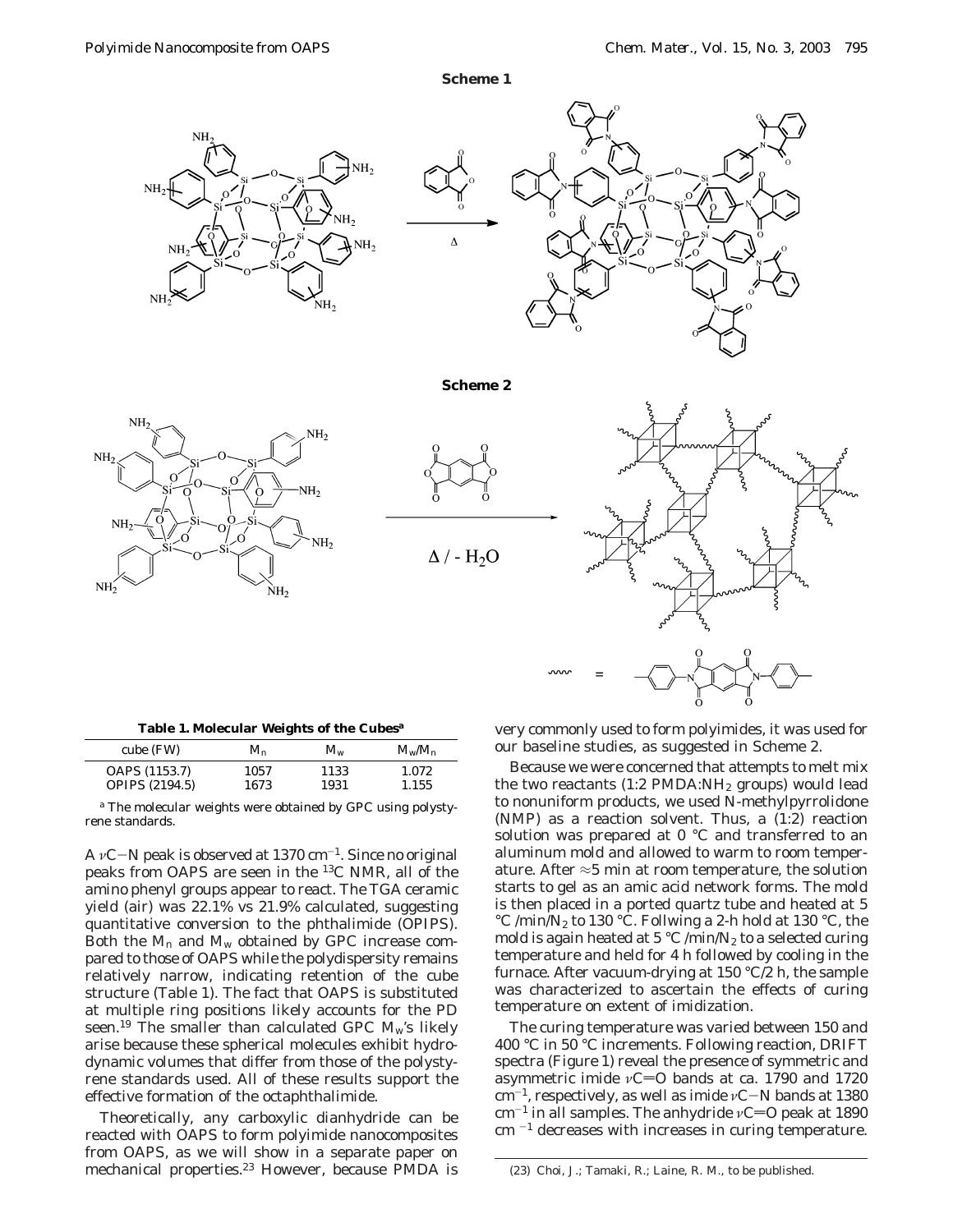**Scheme 1**

**Scheme 2**

**Table 1. Molecular Weights of the Cubes[a]**

| cube (FW) | $M_n$ | $M_w$ | $M_w/M_n$ |
|---|---|---|---|
| OAPS (1153.7) | 1057 | 1133 | 1.072 |
| OPIPS (2194.5) | 1673 | 1931 | 1.155 |

[a] The molecular weights were obtained by GPC using polystyrene standards.

A $\nu$C−N peak is observed at 1370 cm$^{-1}$. Since no original peaks from OAPS are seen in the $^{13}$C NMR, all of the amino phenyl groups appear to react. The TGA ceramic yield (air) was 22.1% vs 21.9% calculated, suggesting quantitative conversion to the phthalimide (OPIPS). Both the $M_n$ and $M_w$ obtained by GPC increase compared to those of OAPS while the polydispersity remains relatively narrow, indicating retention of the cube structure (Table 1). The fact that OAPS is substituted at multiple ring positions likely accounts for the PD seen.[19] The smaller than calculated GPC $M_w$'s likely arise because these spherical molecules exhibit hydrodynamic volumes that differ from those of the polystyrene standards used. All of these results support the effective formation of the octaphthalimide.

Theoretically, any carboxylic dianhydride can be reacted with OAPS to form polyimide nanocomposites from OAPS, as we will show in a separate paper on mechanical properties.[23] However, because PMDA is very commonly used to form polyimides, it was used for our baseline studies, as suggested in Scheme 2.

Because we were concerned that attempts to melt mix the two reactants (1:2 PMDA:$NH_2$ groups) would lead to nonuniform products, we used N-methylpyrrolidone (NMP) as a reaction solvent. Thus, a (1:2) reaction solution was prepared at 0 °C and transferred to an aluminum mold and allowed to warm to room temperature. After ≈5 min at room temperature, the solution starts to gel as an amic acid network forms. The mold is then placed in a ported quartz tube and heated at 5 °C /min/$N_2$ to 130 °C. Follwing a 2-h hold at 130 °C, the mold is again heated at 5 °C /min/$N_2$ to a selected curing temperature and held for 4 h followed by cooling in the furnace. After vacuum-drying at 150 °C/2 h, the sample was characterized to ascertain the effects of curing temperature on extent of imidization.

The curing temperature was varied between 150 and 400 °C in 50 °C increments. Following reaction, DRIFT spectra (Figure 1) reveal the presence of symmetric and asymmetric imide $\nu$C=O bands at ca. 1790 and 1720 cm$^{-1}$, respectively, as well as imide $\nu$C−N bands at 1380 cm$^{-1}$ in all samples. The anhydride $\nu$C=O peak at 1890 cm$^{-1}$ decreases with increases in curing temperature.

(23) Choi, J.; Tamaki, R.; Laine, R. M., to be published.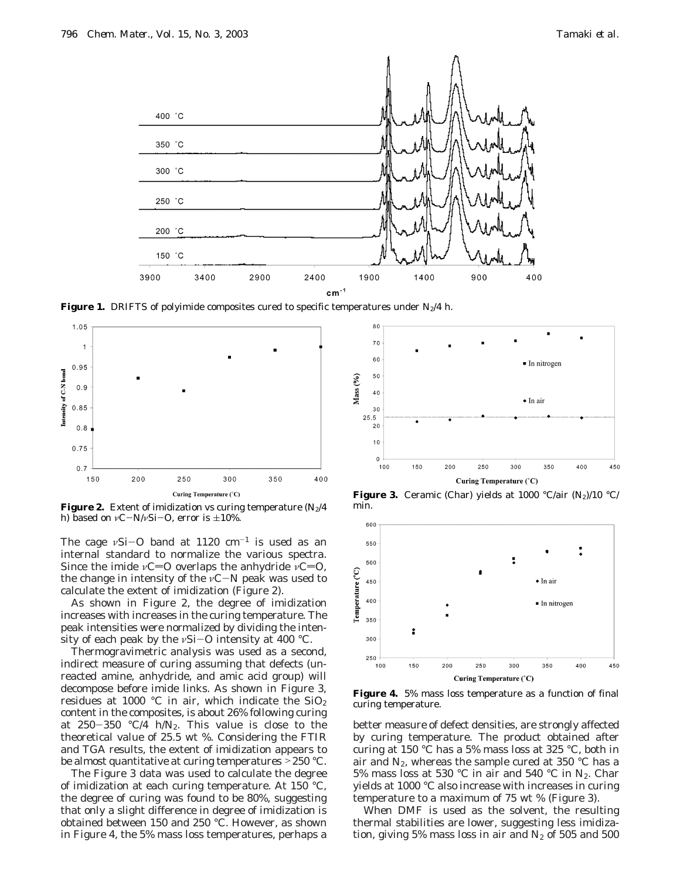**Figure 1.** DRIFTS of polyimide composites cured to specific temperatures under $N_2$/4 h.

**Figure 2.** Extent of imidization vs curing temperature ($N_2$/4 h) based on $\nu$C−N/$\nu$Si−O, error is ±10%.

**Figure 3.** Ceramic (Char) yields at 1000 °C/air ($N_2$)/10 °C/min.

**Figure 4.** 5% mass loss temperature as a function of final curing temperature.

The cage $\nu$Si−O band at 1120 $cm^{-1}$ is used as an internal standard to normalize the various spectra. Since the imide $\nu$C=O overlaps the anhydride $\nu$C=O, the change in intensity of the $\nu$C−N peak was used to calculate the extent of imidization (Figure 2).

As shown in Figure 2, the degree of imidization increases with increases in the curing temperature. The peak intensities were normalized by dividing the intensity of each peak by the $\nu$Si−O intensity at 400 °C.

Thermogravimetric analysis was used as a second, indirect measure of curing assuming that defects (unreacted amine, anhydride, and amic acid group) will decompose before imide links. As shown in Figure 3, residues at 1000 °C in air, which indicate the $SiO_2$ content in the composites, is about 26% following curing at 250−350 °C/4 h/$N_2$. This value is close to the theoretical value of 25.5 wt %. Considering the FTIR and TGA results, the extent of imidization appears to be almost quantitative at curing temperatures >250 °C.

The Figure 3 data was used to calculate the degree of imidization at each curing temperature. At 150 °C, the degree of curing was found to be 80%, suggesting that only a slight difference in degree of imidization is obtained between 150 and 250 °C. However, as shown in Figure 4, the 5% mass loss temperatures, perhaps a better measure of defect densities, are strongly affected by curing temperature. The product obtained after curing at 150 °C has a 5% mass loss at 325 °C, both in air and $N_2$, whereas the sample cured at 350 °C has a 5% mass loss at 530 °C in air and 540 °C in $N_2$. Char yields at 1000 °C also increase with increases in curing temperature to a maximum of 75 wt % (Figure 3).

When DMF is used as the solvent, the resulting thermal stabilities are lower, suggesting less imidization, giving 5% mass loss in air and $N_2$ of 505 and 500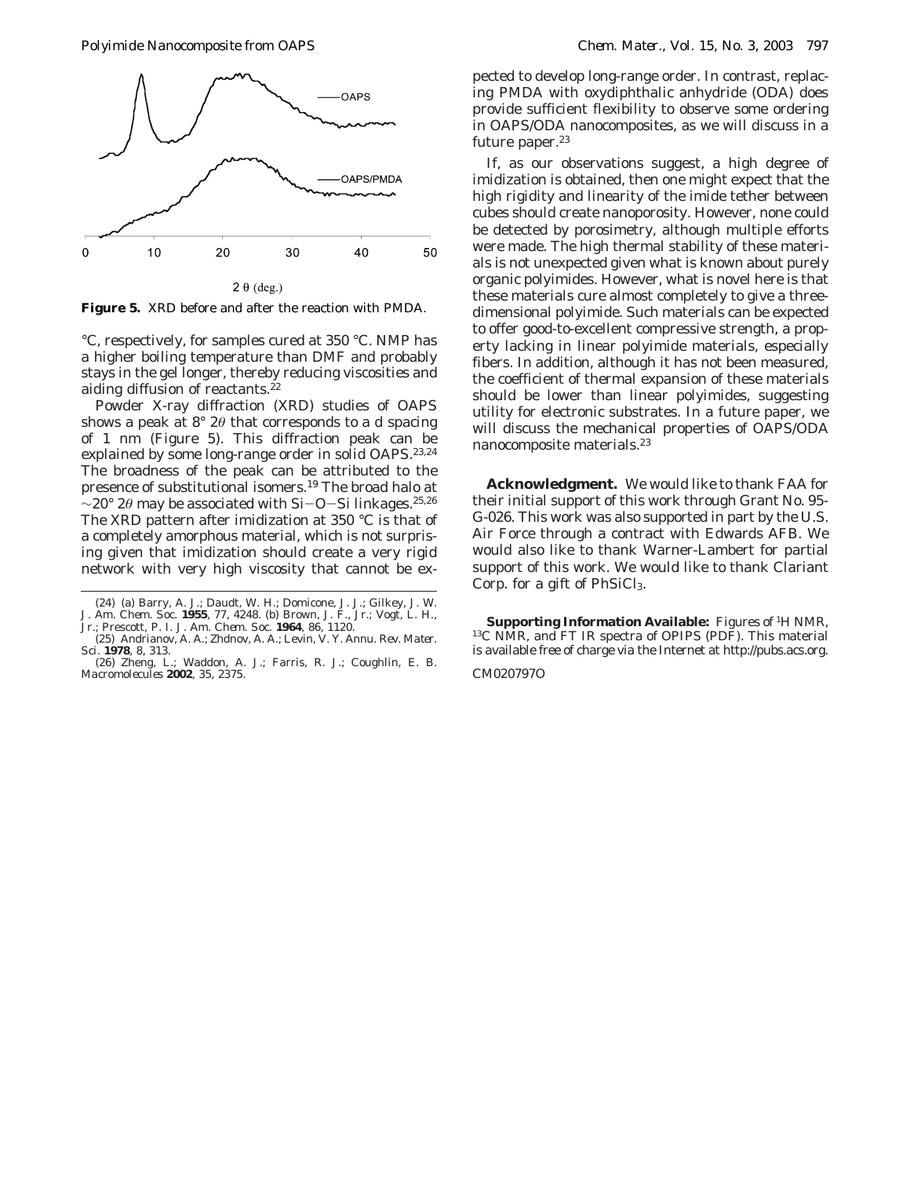OAPS

OAPS/PMDA

0 10 20 30 40 50

2 θ (deg.)

**Figure 5.** XRD before and after the reaction with PMDA.

°C, respectively, for samples cured at 350 °C. NMP has a higher boiling temperature than DMF and probably stays in the gel longer, thereby reducing viscosities and aiding diffusion of reactants.[22]

Powder X-ray diffraction (XRD) studies of OAPS shows a peak at 8° 2$\theta$ that corresponds to a d spacing of 1 nm (Figure 5). This diffraction peak can be explained by some long-range order in solid OAPS.[23,24] The broadness of the peak can be attributed to the presence of substitutional isomers.[19] The broad halo at ~20° 2$\theta$ may be associated with Si−O−Si linkages.[25,26] The XRD pattern after imidization at 350 °C is that of a completely amorphous material, which is not surprising given that imidization should create a very rigid network with very high viscosity that cannot be expected to develop long-range order. In contrast, replacing PMDA with oxydiphthalic anhydride (ODA) does provide sufficient flexibility to observe some ordering in OAPS/ODA nanocomposites, as we will discuss in a future paper.[23]

If, as our observations suggest, a high degree of imidization is obtained, then one might expect that the high rigidity and linearity of the imide tether between cubes should create nanoporosity. However, none could be detected by porosimetry, although multiple efforts were made. The high thermal stability of these materials is not unexpected given what is known about purely organic polyimides. However, what is novel here is that these materials cure almost completely to give a three-dimensional polyimide. Such materials can be expected to offer good-to-excellent compressive strength, a property lacking in linear polyimide materials, especially fibers. In addition, although it has not been measured, the coefficient of thermal expansion of these materials should be lower than linear polyimides, suggesting utility for electronic substrates. In a future paper, we will discuss the mechanical properties of OAPS/ODA nanocomposite materials.[23]

**Acknowledgment.** We would like to thank FAA for their initial support of this work through Grant No. 95-G-026. This work was also supported in part by the U.S. Air Force through a contract with Edwards AFB. We would also like to thank Warner-Lambert for partial support of this work. We would like to thank Clariant Corp. for a gift of $PhSiCl_3$.

**Supporting Information Available:** Figures of $^1$H NMR, $^{13}$C NMR, and FT IR spectra of OPIPS (PDF). This material is available free of charge via the Internet at http://pubs.acs.org.

CM020797O

(24) (a) Barry, A. J.; Daudt, W. H.; Domicone, J. J.; Gilkey, J. W. *J. Am. Chem. Soc.* **1955**, 77, 4248. (b) Brown, J. F., Jr.; Vogt, L. H., Jr.; Prescott, P. I. *J. Am. Chem. Soc.* **1964**, 86, 1120.

(25) Andrianov, A. A.; Zhdnov, A. A.; Levin, V. Y. *Annu. Rev. Mater. Sci.* **1978**, 8, 313.

(26) Zheng, L.; Waddon, A. J.; Farris, R. J.; Coughlin, E. B. *Macromolecules* **2002**, 35, 2375.